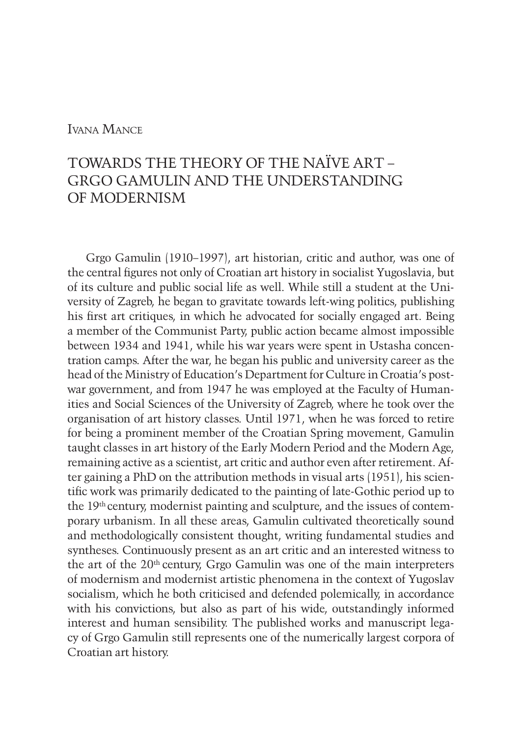Ivana Mance

# TOWARDS THE THEORY OF THE NAÏVE ART – GRGO GAMULIN AND THE UNDERSTANDING OF MODERNISM

Grgo Gamulin (1910–1997), art historian, critic and author, was one of the central figures not only of Croatian art history in socialist Yugoslavia, but of its culture and public social life as well. While still a student at the University of Zagreb, he began to gravitate towards left-wing politics, publishing his first art critiques, in which he advocated for socially engaged art. Being a member of the Communist Party, public action became almost impossible between 1934 and 1941, while his war years were spent in Ustasha concentration camps. After the war, he began his public and university career as the head of the Ministry of Education's Department for Culture in Croatia's postwar government, and from 1947 he was employed at the Faculty of Humanities and Social Sciences of the University of Zagreb, where he took over the organisation of art history classes. Until 1971, when he was forced to retire for being a prominent member of the Croatian Spring movement, Gamulin taught classes in art history of the Early Modern Period and the Modern Age, remaining active as a scientist, art critic and author even after retirement. After gaining a PhD on the attribution methods in visual arts (1951), his scientific work was primarily dedicated to the painting of late-Gothic period up to the 19th century, modernist painting and sculpture, and the issues of contemporary urbanism. In all these areas, Gamulin cultivated theoretically sound and methodologically consistent thought, writing fundamental studies and syntheses. Continuously present as an art critic and an interested witness to the art of the 20th century, Grgo Gamulin was one of the main interpreters of modernism and modernist artistic phenomena in the context of Yugoslav socialism, which he both criticised and defended polemically, in accordance with his convictions, but also as part of his wide, outstandingly informed interest and human sensibility. The published works and manuscript legacy of Grgo Gamulin still represents one of the numerically largest corpora of Croatian art history.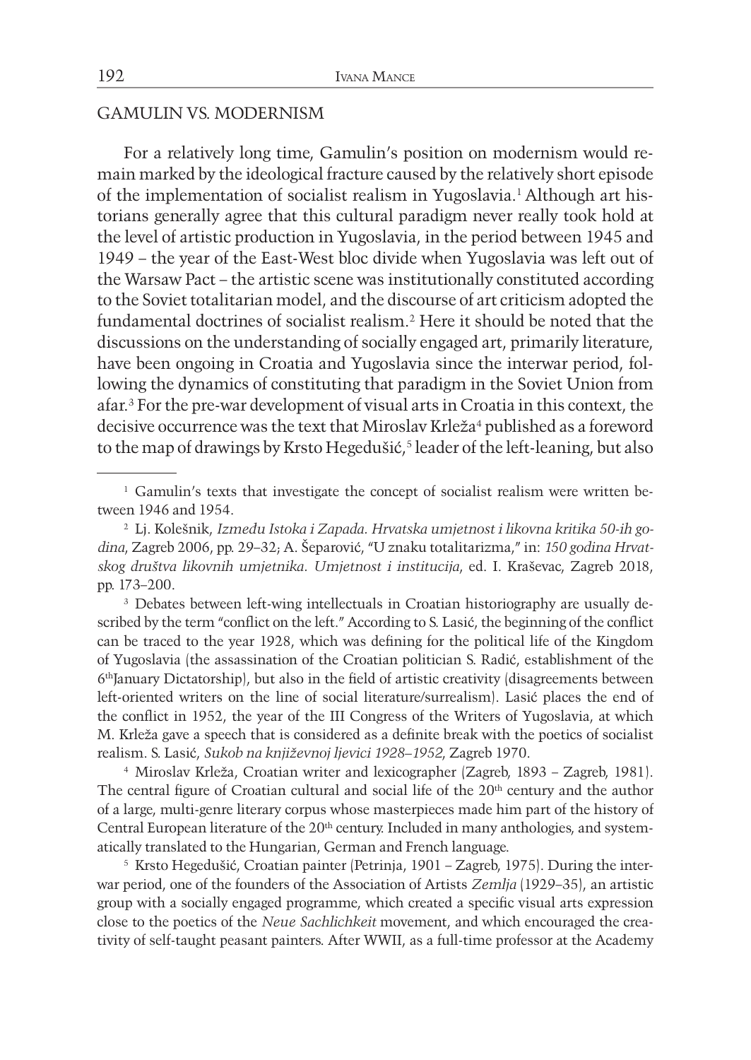## GAMULIN VS. MODERNISM

For a relatively long time, Gamulin's position on modernism would remain marked by the ideological fracture caused by the relatively short episode of the implementation of socialist realism in Yugoslavia.[1] Although art historians generally agree that this cultural paradigm never really took hold at the level of artistic production in Yugoslavia, in the period between 1945 and 1949 – the year of the East-West bloc divide when Yugoslavia was left out of the Warsaw Pact – the artistic scene was institutionally constituted according to the Soviet totalitarian model, and the discourse of art criticism adopted the fundamental doctrines of socialist realism.[2] Here it should be noted that the discussions on the understanding of socially engaged art, primarily literature, have been ongoing in Croatia and Yugoslavia since the interwar period, following the dynamics of constituting that paradigm in the Soviet Union from afar.[3] For the pre-war development of visual arts in Croatia in this context, the decisive occurrence was the text that Miroslav Krleža[4] published as a foreword to the map of drawings by Krsto Hegedušić,[5] leader of the left-leaning, but also

---

[1] Gamulin's texts that investigate the concept of socialist realism were written between 1946 and 1954.

[2] Lj. Kolešnik, *Između Istoka i Zapada. Hrvatska umjetnost i likovna kritika 50-ih godina*, Zagreb 2006, pp. 29–32; A. Šeparović, "U znaku totalitarizma," in: *150 godina Hrvatskog društva likovnih umjetnika. Umjetnost i institucija*, ed. I. Kraševac, Zagreb 2018, pp. 173–200.

[3] Debates between left-wing intellectuals in Croatian historiography are usually described by the term "conflict on the left." According to S. Lasić, the beginning of the conflict can be traced to the year 1928, which was defining for the political life of the Kingdom of Yugoslavia (the assassination of the Croatian politician S. Radić, establishment of the 6th January Dictatorship), but also in the field of artistic creativity (disagreements between left-oriented writers on the line of social literature/surrealism). Lasić places the end of the conflict in 1952, the year of the III Congress of the Writers of Yugoslavia, at which M. Krleža gave a speech that is considered as a definite break with the poetics of socialist realism. S. Lasić, *Sukob na književnoj ljevici 1928–1952*, Zagreb 1970.

[4] Miroslav Krleža, Croatian writer and lexicographer (Zagreb, 1893 – Zagreb, 1981). The central figure of Croatian cultural and social life of the 20th century and the author of a large, multi-genre literary corpus whose masterpieces made him part of the history of Central European literature of the 20th century. Included in many anthologies, and systematically translated to the Hungarian, German and French language.

[5] Krsto Hegedušić, Croatian painter (Petrinja, 1901 – Zagreb, 1975). During the interwar period, one of the founders of the Association of Artists *Zemlja* (1929–35), an artistic group with a socially engaged programme, which created a specific visual arts expression close to the poetics of the *Neue Sachlichkeit* movement, and which encouraged the creativity of self-taught peasant painters. After WWII, as a full-time professor at the Academy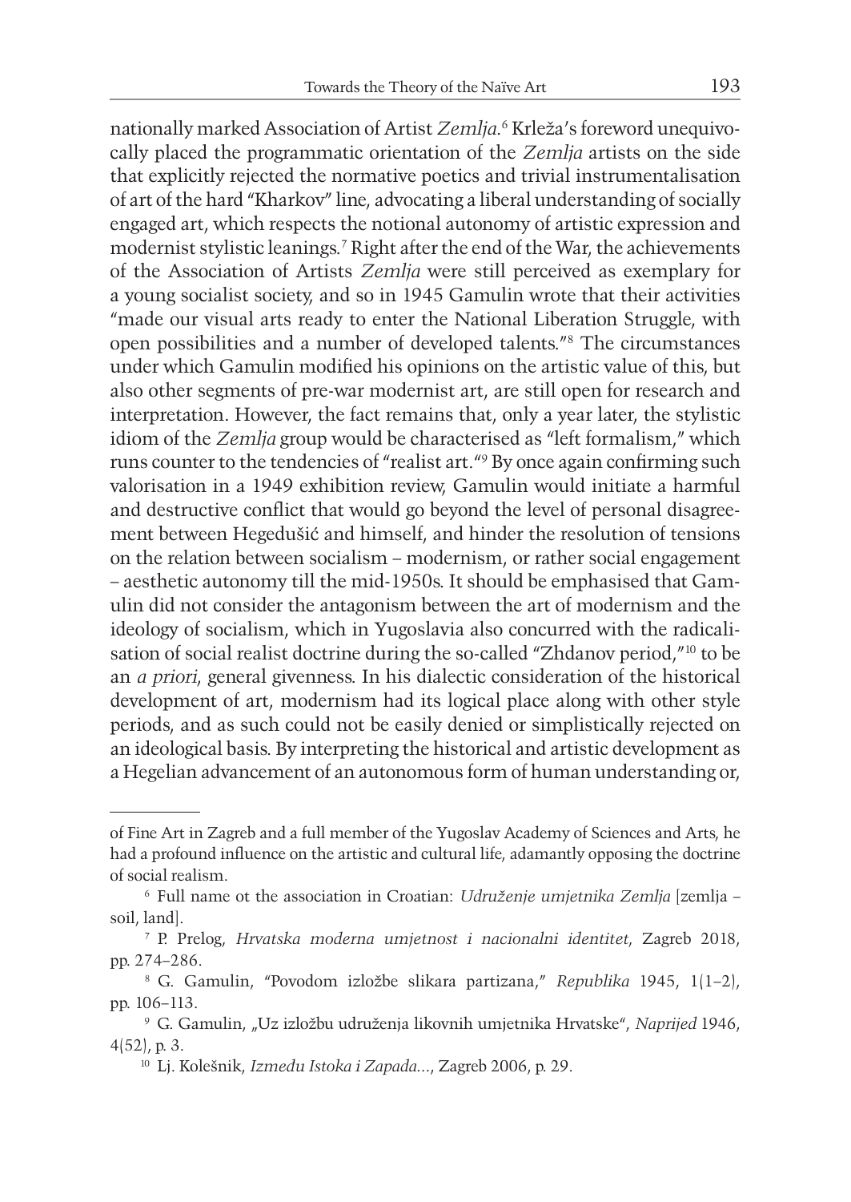nationally marked Association of Artist *Zemlja.*[6] Krleža's foreword unequivocally placed the programmatic orientation of the *Zemlja* artists on the side that explicitly rejected the normative poetics and trivial instrumentalisation of art of the hard "Kharkov" line, advocating a liberal understanding of socially engaged art, which respects the notional autonomy of artistic expression and modernist stylistic leanings.[7] Right after the end of the War, the achievements of the Association of Artists *Zemlja* were still perceived as exemplary for a young socialist society, and so in 1945 Gamulin wrote that their activities "made our visual arts ready to enter the National Liberation Struggle, with open possibilities and a number of developed talents."[8] The circumstances under which Gamulin modified his opinions on the artistic value of this, but also other segments of pre-war modernist art, are still open for research and interpretation. However, the fact remains that, only a year later, the stylistic idiom of the *Zemlja* group would be characterised as "left formalism," which runs counter to the tendencies of "realist art."[9] By once again confirming such valorisation in a 1949 exhibition review, Gamulin would initiate a harmful and destructive conflict that would go beyond the level of personal disagreement between Hegedušić and himself, and hinder the resolution of tensions on the relation between socialism – modernism, or rather social engagement – aesthetic autonomy till the mid-1950s. It should be emphasised that Gamulin did not consider the antagonism between the art of modernism and the ideology of socialism, which in Yugoslavia also concurred with the radicalisation of social realist doctrine during the so-called "Zhdanov period,"[10] to be an *a priori*, general givenness. In his dialectic consideration of the historical development of art, modernism had its logical place along with other style periods, and as such could not be easily denied or simplistically rejected on an ideological basis. By interpreting the historical and artistic development as a Hegelian advancement of an autonomous form of human understanding or,

---

of Fine Art in Zagreb and a full member of the Yugoslav Academy of Sciences and Arts, he had a profound influence on the artistic and cultural life, adamantly opposing the doctrine of social realism.

[6] Full name ot the association in Croatian: *Udruženje umjetnika Zemlja* [zemlja – soil, land].

[7] P. Prelog, *Hrvatska moderna umjetnost i nacionalni identitet*, Zagreb 2018, pp. 274–286.

[8] G. Gamulin, "Povodom izložbe slikara partizana," *Republika* 1945, 1(1–2), pp. 106–113.

[9] G. Gamulin, „Uz izložbu udruženja likovnih umjetnika Hrvatske", *Naprijed* 1946, 4(52), p. 3.

[10] Lj. Kolešnik, *Između Istoka i Zapada...*, Zagreb 2006, p. 29.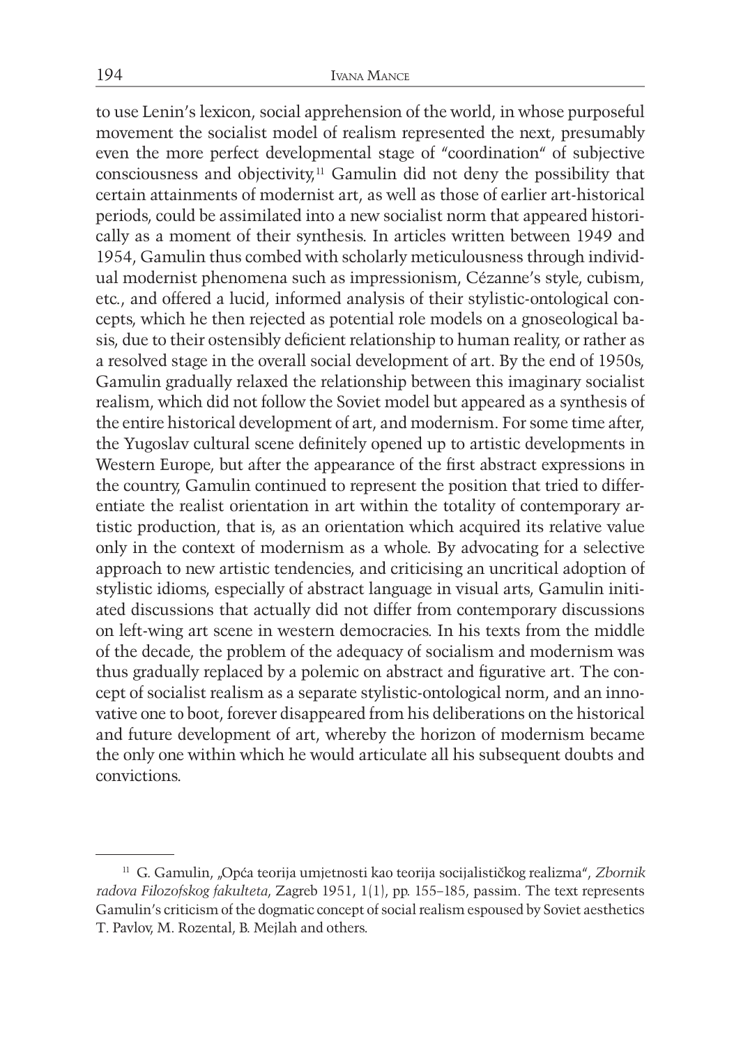to use Lenin's lexicon, social apprehension of the world, in whose purposeful movement the socialist model of realism represented the next, presumably even the more perfect developmental stage of "coordination" of subjective consciousness and objectivity,[11] Gamulin did not deny the possibility that certain attainments of modernist art, as well as those of earlier art-historical periods, could be assimilated into a new socialist norm that appeared historically as a moment of their synthesis. In articles written between 1949 and 1954, Gamulin thus combed with scholarly meticulousness through individual modernist phenomena such as impressionism, Cézanne's style, cubism, etc., and offered a lucid, informed analysis of their stylistic-ontological concepts, which he then rejected as potential role models on a gnoseological basis, due to their ostensibly deficient relationship to human reality, or rather as a resolved stage in the overall social development of art. By the end of 1950s, Gamulin gradually relaxed the relationship between this imaginary socialist realism, which did not follow the Soviet model but appeared as a synthesis of the entire historical development of art, and modernism. For some time after, the Yugoslav cultural scene definitely opened up to artistic developments in Western Europe, but after the appearance of the first abstract expressions in the country, Gamulin continued to represent the position that tried to differentiate the realist orientation in art within the totality of contemporary artistic production, that is, as an orientation which acquired its relative value only in the context of modernism as a whole. By advocating for a selective approach to new artistic tendencies, and criticising an uncritical adoption of stylistic idioms, especially of abstract language in visual arts, Gamulin initiated discussions that actually did not differ from contemporary discussions on left-wing art scene in western democracies. In his texts from the middle of the decade, the problem of the adequacy of socialism and modernism was thus gradually replaced by a polemic on abstract and figurative art. The concept of socialist realism as a separate stylistic-ontological norm, and an innovative one to boot, forever disappeared from his deliberations on the historical and future development of art, whereby the horizon of modernism became the only one within which he would articulate all his subsequent doubts and convictions.

---

[11] G. Gamulin, „Opća teorija umjetnosti kao teorija socijalističkog realizma", *Zbornik radova Filozofskog fakulteta*, Zagreb 1951, 1(1), pp. 155–185, passim. The text represents Gamulin's criticism of the dogmatic concept of social realism espoused by Soviet aesthetics T. Pavlov, M. Rozental, B. Mejlah and others.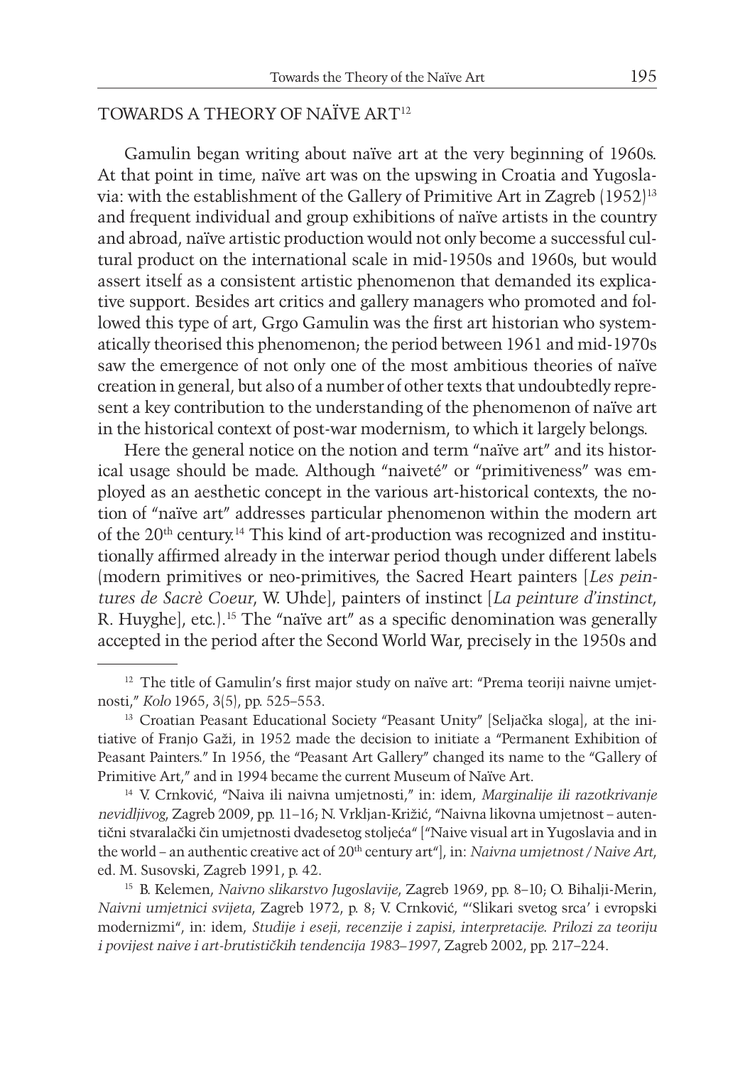## TOWARDS A THEORY OF NAÏVE ART[12]

Gamulin began writing about naïve art at the very beginning of 1960s. At that point in time, naïve art was on the upswing in Croatia and Yugoslavia: with the establishment of the Gallery of Primitive Art in Zagreb (1952)[13] and frequent individual and group exhibitions of naïve artists in the country and abroad, naïve artistic production would not only become a successful cultural product on the international scale in mid-1950s and 1960s, but would assert itself as a consistent artistic phenomenon that demanded its explicative support. Besides art critics and gallery managers who promoted and followed this type of art, Grgo Gamulin was the first art historian who systematically theorised this phenomenon; the period between 1961 and mid-1970s saw the emergence of not only one of the most ambitious theories of naïve creation in general, but also of a number of other texts that undoubtedly represent a key contribution to the understanding of the phenomenon of naïve art in the historical context of post-war modernism, to which it largely belongs.

Here the general notice on the notion and term "naïve art" and its historical usage should be made. Although "naiveté" or "primitiveness" was employed as an aesthetic concept in the various art-historical contexts, the notion of "naïve art" addresses particular phenomenon within the modern art of the 20th century.[14] This kind of art-production was recognized and institutionally affirmed already in the interwar period though under different labels (modern primitives or neo-primitives, the Sacred Heart painters [*Les peintures de Sacrè Coeur*, W. Uhde], painters of instinct [*La peinture d'instinct*, R. Huyghe], etc.).[15] The "naïve art" as a specific denomination was generally accepted in the period after the Second World War, precisely in the 1950s and

---

[12] The title of Gamulin's first major study on naïve art: "Prema teoriji naivne umjetnosti," *Kolo* 1965, 3(5), pp. 525–553.

[13] Croatian Peasant Educational Society "Peasant Unity" [Seljačka sloga], at the initiative of Franjo Gaži, in 1952 made the decision to initiate a "Permanent Exhibition of Peasant Painters." In 1956, the "Peasant Art Gallery" changed its name to the "Gallery of Primitive Art," and in 1994 became the current Museum of Naïve Art.

[14] V. Crnković, "Naiva ili naivna umjetnosti," in: idem, *Marginalije ili razotkrivanje nevidljivog*, Zagreb 2009, pp. 11–16; N. Vrkljan-Križić, "Naivna likovna umjetnost – autentični stvaralački čin umjetnosti dvadesetog stoljeća" ["Naive visual art in Yugoslavia and in the world – an authentic creative act of 20th century art"], in: *Naivna umjetnost / Naive Art*, ed. M. Susovski, Zagreb 1991, p. 42.

[15] B. Kelemen, *Naivno slikarstvo Jugoslavije*, Zagreb 1969, pp. 8–10; O. Bihalji-Merin, *Naivni umjetnici svijeta*, Zagreb 1972, p. 8; V. Crnković, "'Slikari svetog srca' i evropski modernizmi", in: idem, *Studije i eseji, recenzije i zapisi, interpretacije. Prilozi za teoriju i povijest naive i art-brutističkih tendencija 1983–1997*, Zagreb 2002, pp. 217–224.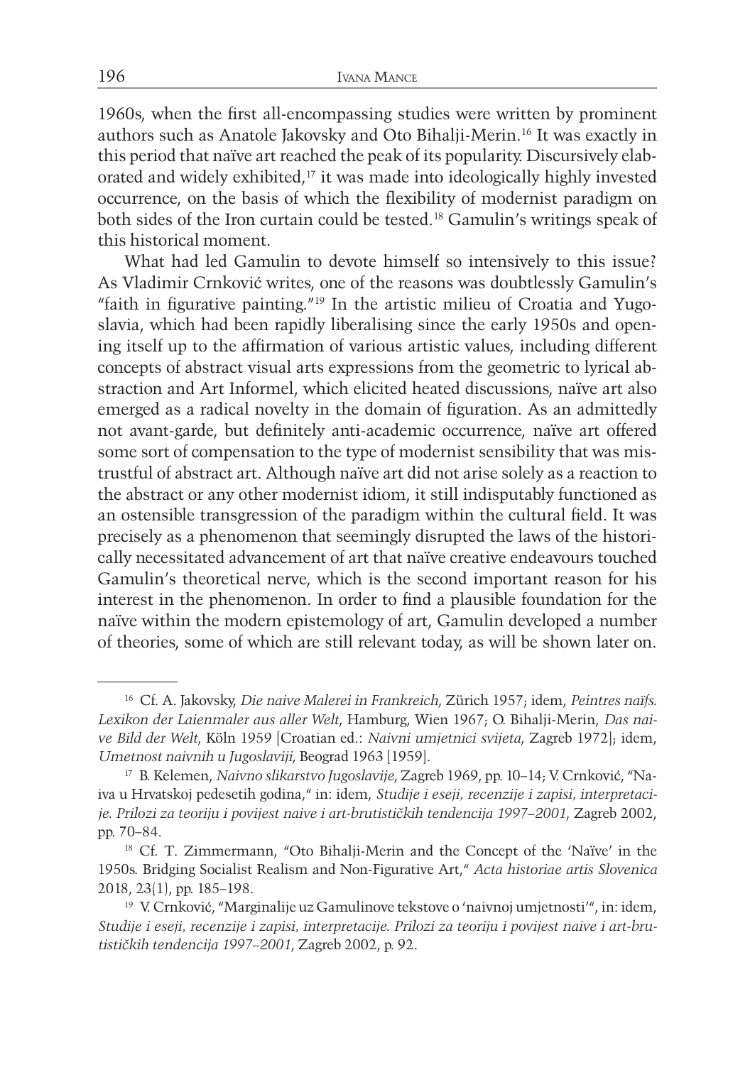1960s, when the first all-encompassing studies were written by prominent authors such as Anatole Jakovsky and Oto Bihalji-Merin.[16] It was exactly in this period that naïve art reached the peak of its popularity. Discursively elaborated and widely exhibited,[17] it was made into ideologically highly invested occurrence, on the basis of which the flexibility of modernist paradigm on both sides of the Iron curtain could be tested.[18] Gamulin's writings speak of this historical moment.

What had led Gamulin to devote himself so intensively to this issue? As Vladimir Crnković writes, one of the reasons was doubtlessly Gamulin's "faith in figurative painting."[19] In the artistic milieu of Croatia and Yugoslavia, which had been rapidly liberalising since the early 1950s and opening itself up to the affirmation of various artistic values, including different concepts of abstract visual arts expressions from the geometric to lyrical abstraction and Art Informel, which elicited heated discussions, naïve art also emerged as a radical novelty in the domain of figuration. As an admittedly not avant-garde, but definitely anti-academic occurrence, naïve art offered some sort of compensation to the type of modernist sensibility that was mistrustful of abstract art. Although naïve art did not arise solely as a reaction to the abstract or any other modernist idiom, it still indisputably functioned as an ostensible transgression of the paradigm within the cultural field. It was precisely as a phenomenon that seemingly disrupted the laws of the historically necessitated advancement of art that naïve creative endeavours touched Gamulin's theoretical nerve, which is the second important reason for his interest in the phenomenon. In order to find a plausible foundation for the naïve within the modern epistemology of art, Gamulin developed a number of theories, some of which are still relevant today, as will be shown later on.

---

[16] Cf. A. Jakovsky, *Die naive Malerei in Frankreich*, Zürich 1957; idem, *Peintres naïfs. Lexikon der Laienmaler aus aller Welt*, Hamburg, Wien 1967; O. Bihalji-Merin, *Das naive Bild der Welt*, Köln 1959 [Croatian ed.: *Naivni umjetnici svijeta*, Zagreb 1972]; idem, *Umetnost naivnih u Jugoslaviji*, Beograd 1963 [1959].

[17] B. Kelemen, *Naivno slikarstvo Jugoslavije*, Zagreb 1969, pp. 10–14; V. Crnković, "Naiva u Hrvatskoj pedesetih godina," in: idem, *Studije i eseji, recenzije i zapisi, interpretacije. Prilozi za teoriju i povijest naive i art-brutističkih tendencija 1997–2001*, Zagreb 2002, pp. 70–84.

[18] Cf. T. Zimmermann, "Oto Bihalji-Merin and the Concept of the 'Naïve' in the 1950s. Bridging Socialist Realism and Non-Figurative Art," *Acta historiae artis Slovenica* 2018, 23(1), pp. 185–198.

[19] V. Crnković, "Marginalije uz Gamulinove tekstove o 'naivnoj umjetnosti'", in: idem, *Studije i eseji, recenzije i zapisi, interpretacije. Prilozi za teoriju i povijest naive i art-brutističkih tendencija 1997–2001*, Zagreb 2002, p. 92.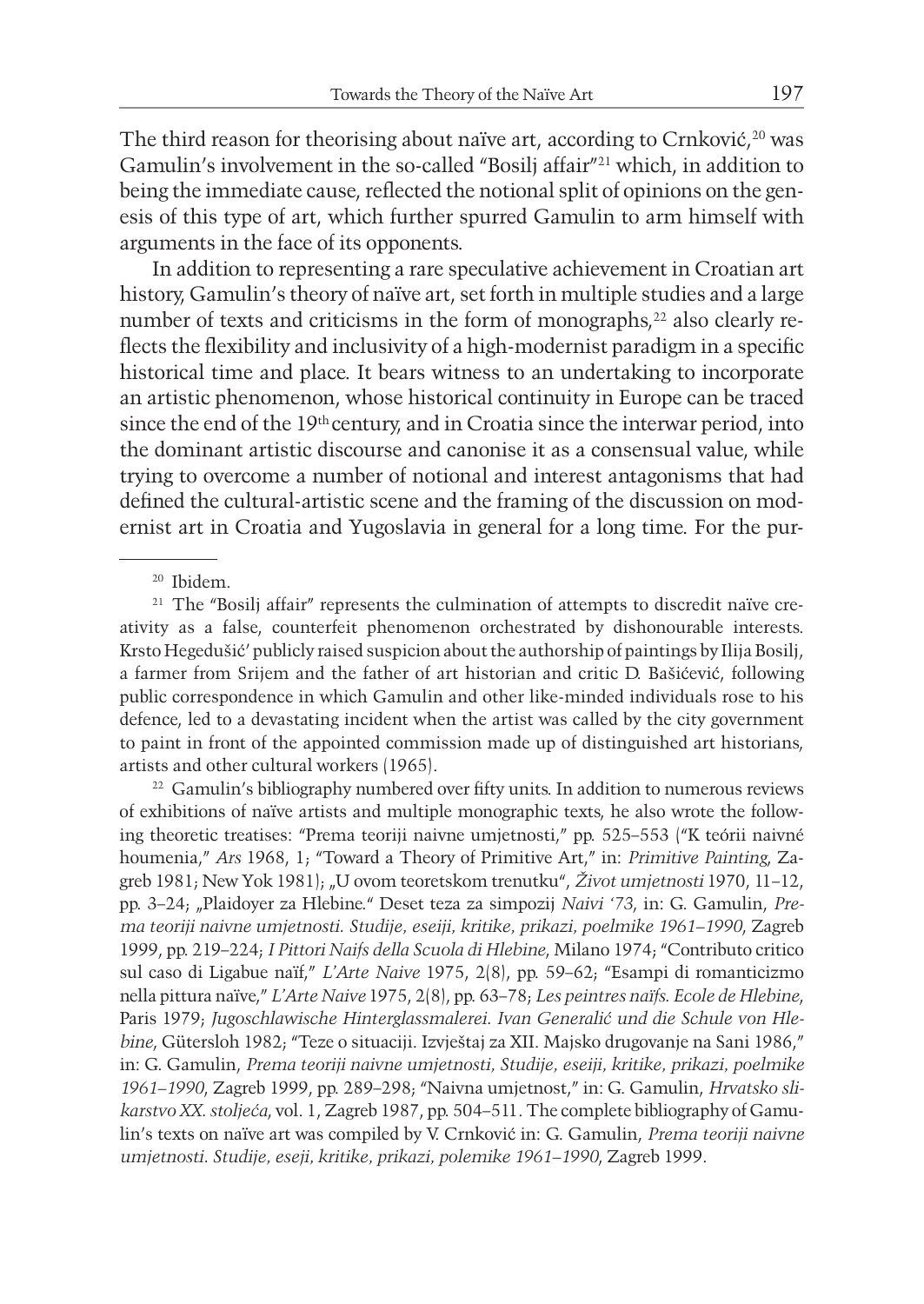The third reason for theorising about naïve art, according to Crnković,[20] was Gamulin's involvement in the so-called "Bosilj affair"[21] which, in addition to being the immediate cause, reflected the notional split of opinions on the genesis of this type of art, which further spurred Gamulin to arm himself with arguments in the face of its opponents.

In addition to representing a rare speculative achievement in Croatian art history, Gamulin's theory of naïve art, set forth in multiple studies and a large number of texts and criticisms in the form of monographs,[22] also clearly reflects the flexibility and inclusivity of a high-modernist paradigm in a specific historical time and place. It bears witness to an undertaking to incorporate an artistic phenomenon, whose historical continuity in Europe can be traced since the end of the 19th century, and in Croatia since the interwar period, into the dominant artistic discourse and canonise it as a consensual value, while trying to overcome a number of notional and interest antagonisms that had defined the cultural-artistic scene and the framing of the discussion on modernist art in Croatia and Yugoslavia in general for a long time. For the pur-

---

[20] Ibidem.

[21] The "Bosilj affair" represents the culmination of attempts to discredit naïve creativity as a false, counterfeit phenomenon orchestrated by dishonourable interests. Krsto Hegedušić' publicly raised suspicion about the authorship of paintings by Ilija Bosilj, a farmer from Srijem and the father of art historian and critic D. Bašićević, following public correspondence in which Gamulin and other like-minded individuals rose to his defence, led to a devastating incident when the artist was called by the city government to paint in front of the appointed commission made up of distinguished art historians, artists and other cultural workers (1965).

[22] Gamulin's bibliography numbered over fifty units. In addition to numerous reviews of exhibitions of naïve artists and multiple monographic texts, he also wrote the following theoretic treatises: "Prema teoriji naivne umjetnosti," pp. 525–553 ("K teórii naivné houmenia," *Ars* 1968, 1; "Toward a Theory of Primitive Art," in: *Primitive Painting*, Zagreb 1981; New Yok 1981); „U ovom teoretskom trenutku", *Život umjetnosti* 1970, 11–12, pp. 3–24; „Plaidoyer za Hlebine." Deset teza za simpozij *Naivi '73*, in: G. Gamulin, *Prema teoriji naivne umjetnosti. Studije, eseiji, kritike, prikazi, poelmike 1961–1990*, Zagreb 1999, pp. 219–224; *I Pittori Naifs della Scuola di Hlebine*, Milano 1974; "Contributo critico sul caso di Ligabue naïf," *L'Arte Naive* 1975, 2(8), pp. 59–62; "Esampi di romanticizmo nella pittura naïve," *L'Arte Naive* 1975, 2(8), pp. 63–78; *Les peintres naïfs. Ecole de Hlebine*, Paris 1979; *Jugoschlawische Hinterglassmalerei. Ivan Generalić und die Schule von Hlebine*, Gütersloh 1982; "Teze o situaciji. Izvještaj za XII. Majsko drugovanje na Sani 1986," in: G. Gamulin, *Prema teoriji naivne umjetnosti, Studije, eseiji, kritike, prikazi, poelmike 1961–1990*, Zagreb 1999, pp. 289–298; "Naivna umjetnost," in: G. Gamulin, *Hrvatsko slikarstvo XX. stoljeća*, vol. 1, Zagreb 1987, pp. 504–511. The complete bibliography of Gamulin's texts on naïve art was compiled by V. Crnković in: G. Gamulin, *Prema teoriji naivne umjetnosti. Studije, eseji, kritike, prikazi, polemike 1961–1990*, Zagreb 1999.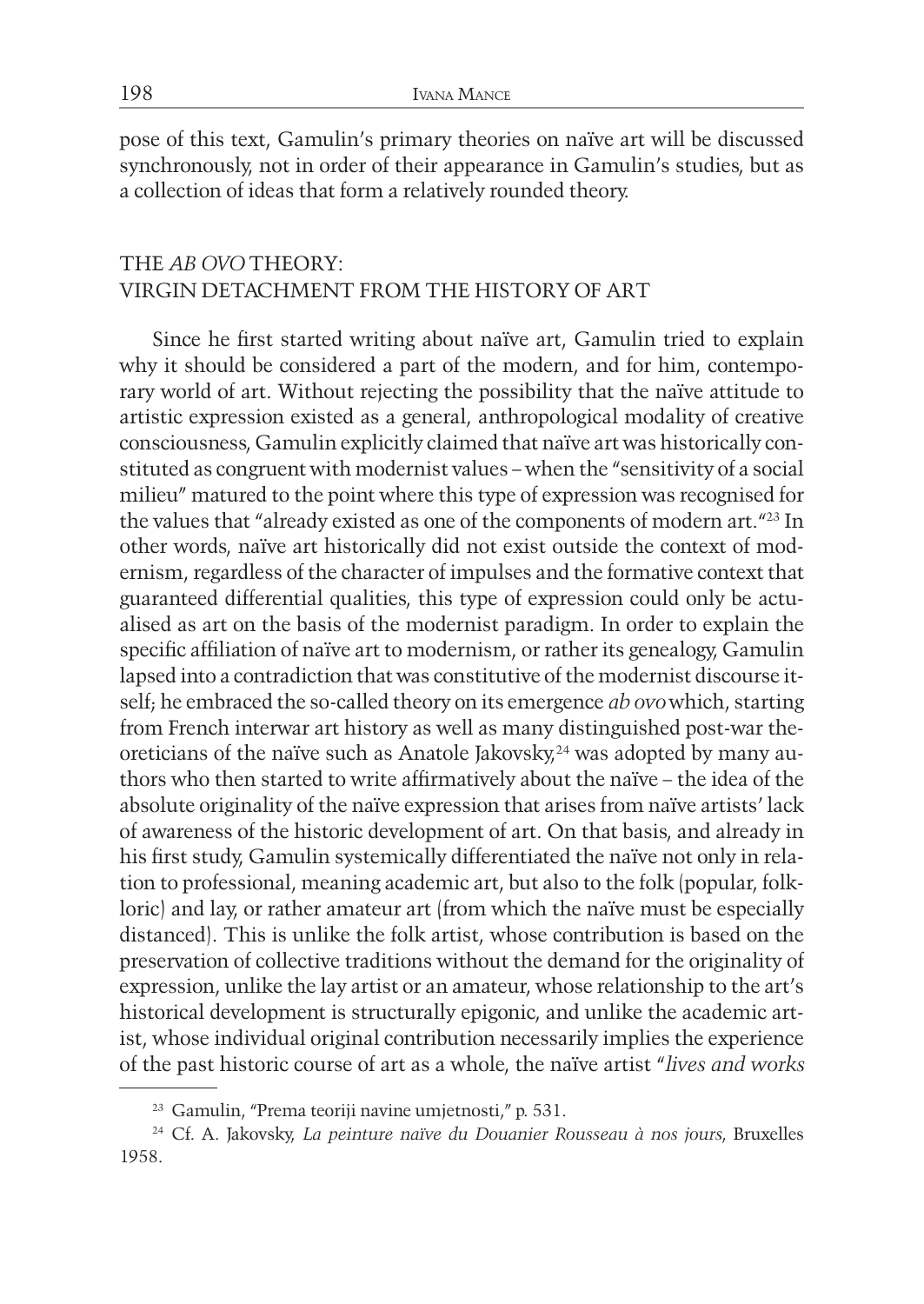pose of this text, Gamulin's primary theories on naïve art will be discussed synchronously, not in order of their appearance in Gamulin's studies, but as a collection of ideas that form a relatively rounded theory.

## THE *AB OVO* THEORY: VIRGIN DETACHMENT FROM THE HISTORY OF ART

Since he first started writing about naïve art, Gamulin tried to explain why it should be considered a part of the modern, and for him, contemporary world of art. Without rejecting the possibility that the naïve attitude to artistic expression existed as a general, anthropological modality of creative consciousness, Gamulin explicitly claimed that naïve art was historically constituted as congruent with modernist values – when the "sensitivity of a social milieu" matured to the point where this type of expression was recognised for the values that "already existed as one of the components of modern art."[23] In other words, naïve art historically did not exist outside the context of modernism, regardless of the character of impulses and the formative context that guaranteed differential qualities, this type of expression could only be actualised as art on the basis of the modernist paradigm. In order to explain the specific affiliation of naïve art to modernism, or rather its genealogy, Gamulin lapsed into a contradiction that was constitutive of the modernist discourse itself; he embraced the so-called theory on its emergence *ab ovo* which, starting from French interwar art history as well as many distinguished post-war theoreticians of the naïve such as Anatole Jakovsky,[24] was adopted by many authors who then started to write affirmatively about the naïve – the idea of the absolute originality of the naïve expression that arises from naïve artists' lack of awareness of the historic development of art. On that basis, and already in his first study, Gamulin systemically differentiated the naïve not only in relation to professional, meaning academic art, but also to the folk (popular, folkloric) and lay, or rather amateur art (from which the naïve must be especially distanced). This is unlike the folk artist, whose contribution is based on the preservation of collective traditions without the demand for the originality of expression, unlike the lay artist or an amateur, whose relationship to the art's historical development is structurally epigonic, and unlike the academic artist, whose individual original contribution necessarily implies the experience of the past historic course of art as a whole, the naïve artist "*lives and works*

---

[23] Gamulin, "Prema teoriji navine umjetnosti," p. 531.

[24] Cf. A. Jakovsky, *La peinture naïve du Douanier Rousseau à nos jours*, Bruxelles 1958.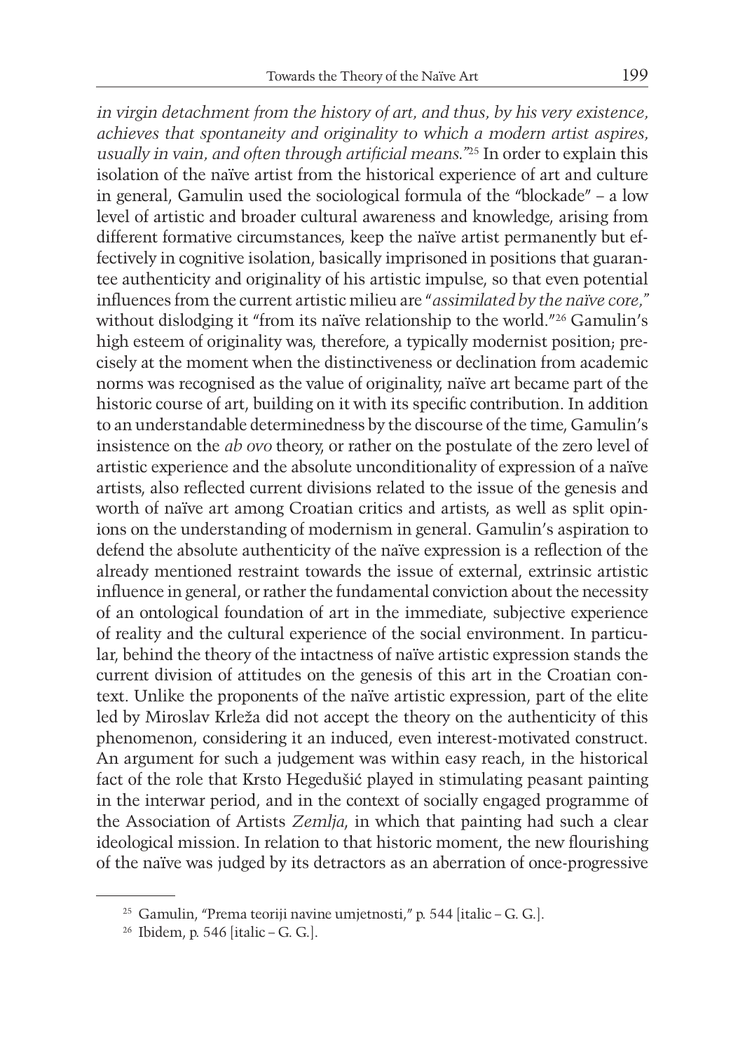*in virgin detachment from the history of art, and thus, by his very existence, achieves that spontaneity and originality to which a modern artist aspires, usually in vain, and often through artificial means.*"[25] In order to explain this isolation of the naïve artist from the historical experience of art and culture in general, Gamulin used the sociological formula of the "blockade" – a low level of artistic and broader cultural awareness and knowledge, arising from different formative circumstances, keep the naïve artist permanently but effectively in cognitive isolation, basically imprisoned in positions that guarantee authenticity and originality of his artistic impulse, so that even potential influences from the current artistic milieu are "*assimilated by the naïve core,*" without dislodging it "from its naïve relationship to the world."[26] Gamulin's high esteem of originality was, therefore, a typically modernist position; precisely at the moment when the distinctiveness or declination from academic norms was recognised as the value of originality, naïve art became part of the historic course of art, building on it with its specific contribution. In addition to an understandable determinedness by the discourse of the time, Gamulin's insistence on the *ab ovo* theory, or rather on the postulate of the zero level of artistic experience and the absolute unconditionality of expression of a naïve artists, also reflected current divisions related to the issue of the genesis and worth of naïve art among Croatian critics and artists, as well as split opinions on the understanding of modernism in general. Gamulin's aspiration to defend the absolute authenticity of the naïve expression is a reflection of the already mentioned restraint towards the issue of external, extrinsic artistic influence in general, or rather the fundamental conviction about the necessity of an ontological foundation of art in the immediate, subjective experience of reality and the cultural experience of the social environment. In particular, behind the theory of the intactness of naïve artistic expression stands the current division of attitudes on the genesis of this art in the Croatian context. Unlike the proponents of the naïve artistic expression, part of the elite led by Miroslav Krleža did not accept the theory on the authenticity of this phenomenon, considering it an induced, even interest-motivated construct. An argument for such a judgement was within easy reach, in the historical fact of the role that Krsto Hegedušić played in stimulating peasant painting in the interwar period, and in the context of socially engaged programme of the Association of Artists *Zemlja*, in which that painting had such a clear ideological mission. In relation to that historic moment, the new flourishing of the naïve was judged by its detractors as an aberration of once-progressive

---

[25] Gamulin, "Prema teoriji navine umjetnosti," p. 544 [italic – G. G.].

[26] Ibidem, p. 546 [italic – G. G.].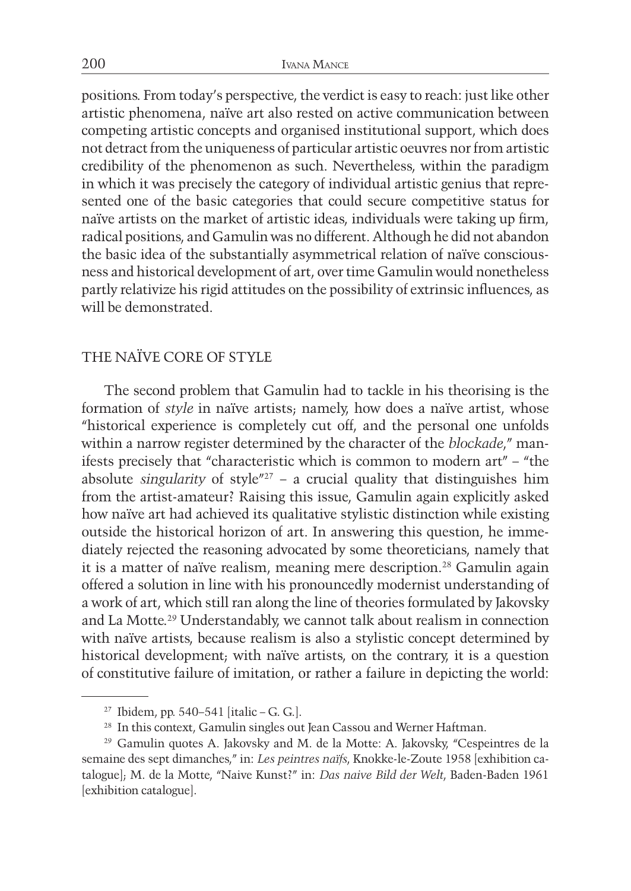positions. From today's perspective, the verdict is easy to reach: just like other artistic phenomena, naïve art also rested on active communication between competing artistic concepts and organised institutional support, which does not detract from the uniqueness of particular artistic oeuvres nor from artistic credibility of the phenomenon as such. Nevertheless, within the paradigm in which it was precisely the category of individual artistic genius that represented one of the basic categories that could secure competitive status for naïve artists on the market of artistic ideas, individuals were taking up firm, radical positions, and Gamulin was no different. Although he did not abandon the basic idea of the substantially asymmetrical relation of naïve consciousness and historical development of art, over time Gamulin would nonetheless partly relativize his rigid attitudes on the possibility of extrinsic influences, as will be demonstrated.

## THE NAÏVE CORE OF STYLE

The second problem that Gamulin had to tackle in his theorising is the formation of *style* in naïve artists; namely, how does a naïve artist, whose "historical experience is completely cut off, and the personal one unfolds within a narrow register determined by the character of the *blockade*," manifests precisely that "characteristic which is common to modern art" – "the absolute *singularity* of style"[27] – a crucial quality that distinguishes him from the artist-amateur? Raising this issue, Gamulin again explicitly asked how naïve art had achieved its qualitative stylistic distinction while existing outside the historical horizon of art. In answering this question, he immediately rejected the reasoning advocated by some theoreticians, namely that it is a matter of naïve realism, meaning mere description.[28] Gamulin again offered a solution in line with his pronouncedly modernist understanding of a work of art, which still ran along the line of theories formulated by Jakovsky and La Motte.[29] Understandably, we cannot talk about realism in connection with naïve artists, because realism is also a stylistic concept determined by historical development; with naïve artists, on the contrary, it is a question of constitutive failure of imitation, or rather a failure in depicting the world:

---

[27] Ibidem, pp. 540–541 [italic – G. G.].

[28] In this context, Gamulin singles out Jean Cassou and Werner Haftman.

[29] Gamulin quotes A. Jakovsky and M. de la Motte: A. Jakovsky, "Cespeintres de la semaine des sept dimanches," in: *Les peintres naïfs*, Knokke-le-Zoute 1958 [exhibition catalogue]; M. de la Motte, "Naive Kunst?" in: *Das naive Bild der Welt*, Baden-Baden 1961 [exhibition catalogue].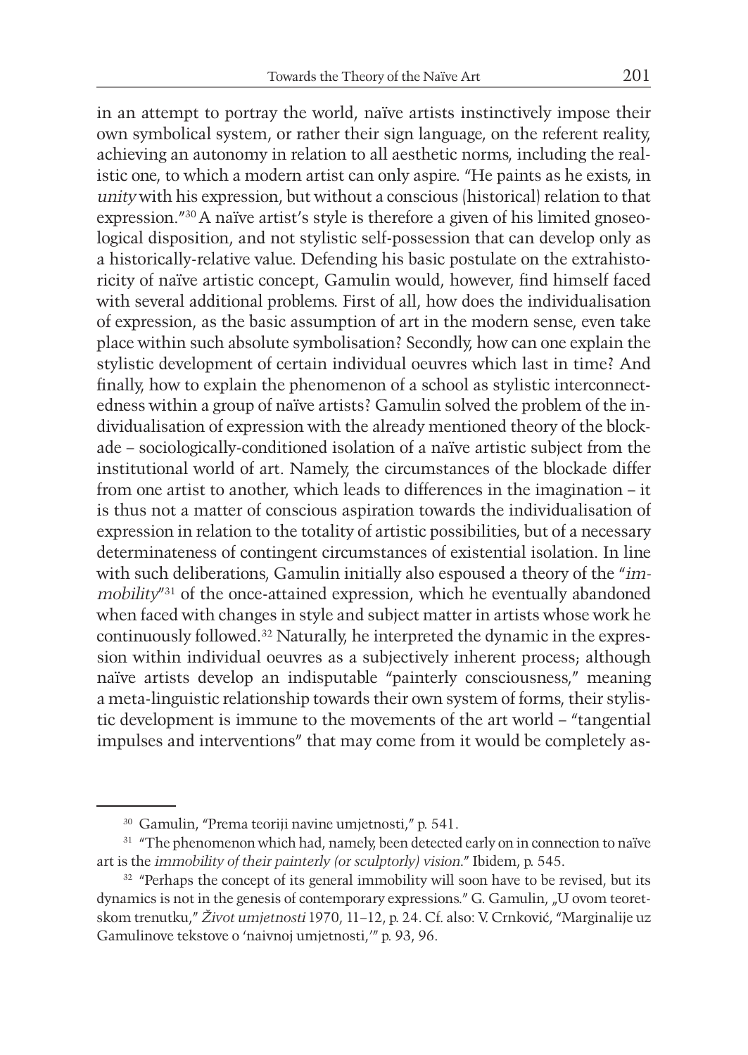in an attempt to portray the world, naïve artists instinctively impose their own symbolical system, or rather their sign language, on the referent reality, achieving an autonomy in relation to all aesthetic norms, including the realistic one, to which a modern artist can only aspire. "He paints as he exists, in *unity* with his expression, but without a conscious (historical) relation to that expression."[30] A naïve artist's style is therefore a given of his limited gnoseological disposition, and not stylistic self-possession that can develop only as a historically-relative value. Defending his basic postulate on the extrahistoricity of naïve artistic concept, Gamulin would, however, find himself faced with several additional problems. First of all, how does the individualisation of expression, as the basic assumption of art in the modern sense, even take place within such absolute symbolisation? Secondly, how can one explain the stylistic development of certain individual oeuvres which last in time? And finally, how to explain the phenomenon of a school as stylistic interconnectedness within a group of naïve artists? Gamulin solved the problem of the individualisation of expression with the already mentioned theory of the blockade – sociologically-conditioned isolation of a naïve artistic subject from the institutional world of art. Namely, the circumstances of the blockade differ from one artist to another, which leads to differences in the imagination – it is thus not a matter of conscious aspiration towards the individualisation of expression in relation to the totality of artistic possibilities, but of a necessary determinateness of contingent circumstances of existential isolation. In line with such deliberations, Gamulin initially also espoused a theory of the "*immobility*"[31] of the once-attained expression, which he eventually abandoned when faced with changes in style and subject matter in artists whose work he continuously followed.[32] Naturally, he interpreted the dynamic in the expression within individual oeuvres as a subjectively inherent process; although naïve artists develop an indisputable "painterly consciousness," meaning a meta-linguistic relationship towards their own system of forms, their stylistic development is immune to the movements of the art world – "tangential impulses and interventions" that may come from it would be completely as-

---

[30] Gamulin, "Prema teoriji navine umjetnosti," p. 541.

[31] "The phenomenon which had, namely, been detected early on in connection to naïve art is the *immobility of their painterly (or sculptorly) vision*." Ibidem, p. 545.

[32] "Perhaps the concept of its general immobility will soon have to be revised, but its dynamics is not in the genesis of contemporary expressions." G. Gamulin, „U ovom teoretskom trenutku," *Život umjetnosti* 1970, 11–12, p. 24. Cf. also: V. Crnković, "Marginalije uz Gamulinove tekstove o 'naivnoj umjetnosti,'" p. 93, 96.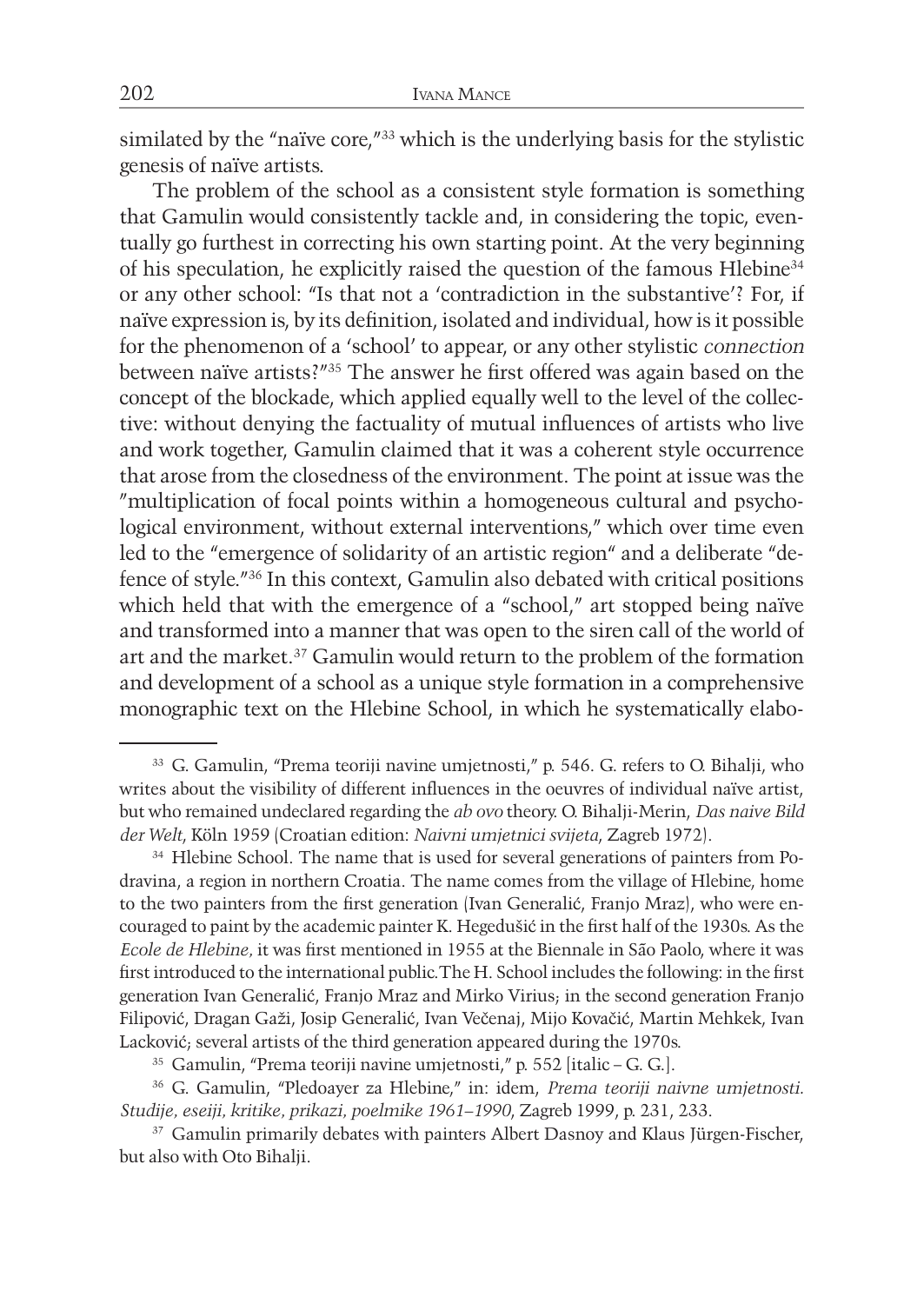similated by the "naïve core,"[33] which is the underlying basis for the stylistic genesis of naïve artists.

The problem of the school as a consistent style formation is something that Gamulin would consistently tackle and, in considering the topic, eventually go furthest in correcting his own starting point. At the very beginning of his speculation, he explicitly raised the question of the famous Hlebine[34] or any other school: "Is that not a 'contradiction in the substantive'? For, if naïve expression is, by its definition, isolated and individual, how is it possible for the phenomenon of a 'school' to appear, or any other stylistic *connection* between naïve artists?"[35] The answer he first offered was again based on the concept of the blockade, which applied equally well to the level of the collective: without denying the factuality of mutual influences of artists who live and work together, Gamulin claimed that it was a coherent style occurrence that arose from the closedness of the environment. The point at issue was the "multiplication of focal points within a homogeneous cultural and psychological environment, without external interventions," which over time even led to the "emergence of solidarity of an artistic region" and a deliberate "defence of style."[36] In this context, Gamulin also debated with critical positions which held that with the emergence of a "school," art stopped being naïve and transformed into a manner that was open to the siren call of the world of art and the market.[37] Gamulin would return to the problem of the formation and development of a school as a unique style formation in a comprehensive monographic text on the Hlebine School, in which he systematically elabo-

---

[33] G. Gamulin, "Prema teoriji navine umjetnosti," p. 546. G. refers to O. Bihalji, who writes about the visibility of different influences in the oeuvres of individual naïve artist, but who remained undeclared regarding the *ab ovo* theory. O. Bihalji-Merin, *Das naive Bild der Welt*, Köln 1959 (Croatian edition: *Naivni umjetnici svijeta*, Zagreb 1972).

[34] Hlebine School. The name that is used for several generations of painters from Podravina, a region in northern Croatia. The name comes from the village of Hlebine, home to the two painters from the first generation (Ivan Generalić, Franjo Mraz), who were encouraged to paint by the academic painter K. Hegedušić in the first half of the 1930s. As the *Ecole de Hlebine*, it was first mentioned in 1955 at the Biennale in São Paolo, where it was first introduced to the international public.The H. School includes the following: in the first generation Ivan Generalić, Franjo Mraz and Mirko Virius; in the second generation Franjo Filipović, Dragan Gaži, Josip Generalić, Ivan Večenaj, Mijo Kovačić, Martin Mehkek, Ivan Lacković; several artists of the third generation appeared during the 1970s.

[35] Gamulin, "Prema teoriji navine umjetnosti," p. 552 [italic – G. G.].

[36] G. Gamulin, "Pledoayer za Hlebine," in: idem, *Prema teoriji naivne umjetnosti. Studije, eseiji, kritike, prikazi, poelmike 1961–1990*, Zagreb 1999, p. 231, 233.

[37] Gamulin primarily debates with painters Albert Dasnoy and Klaus Jürgen-Fischer, but also with Oto Bihalji.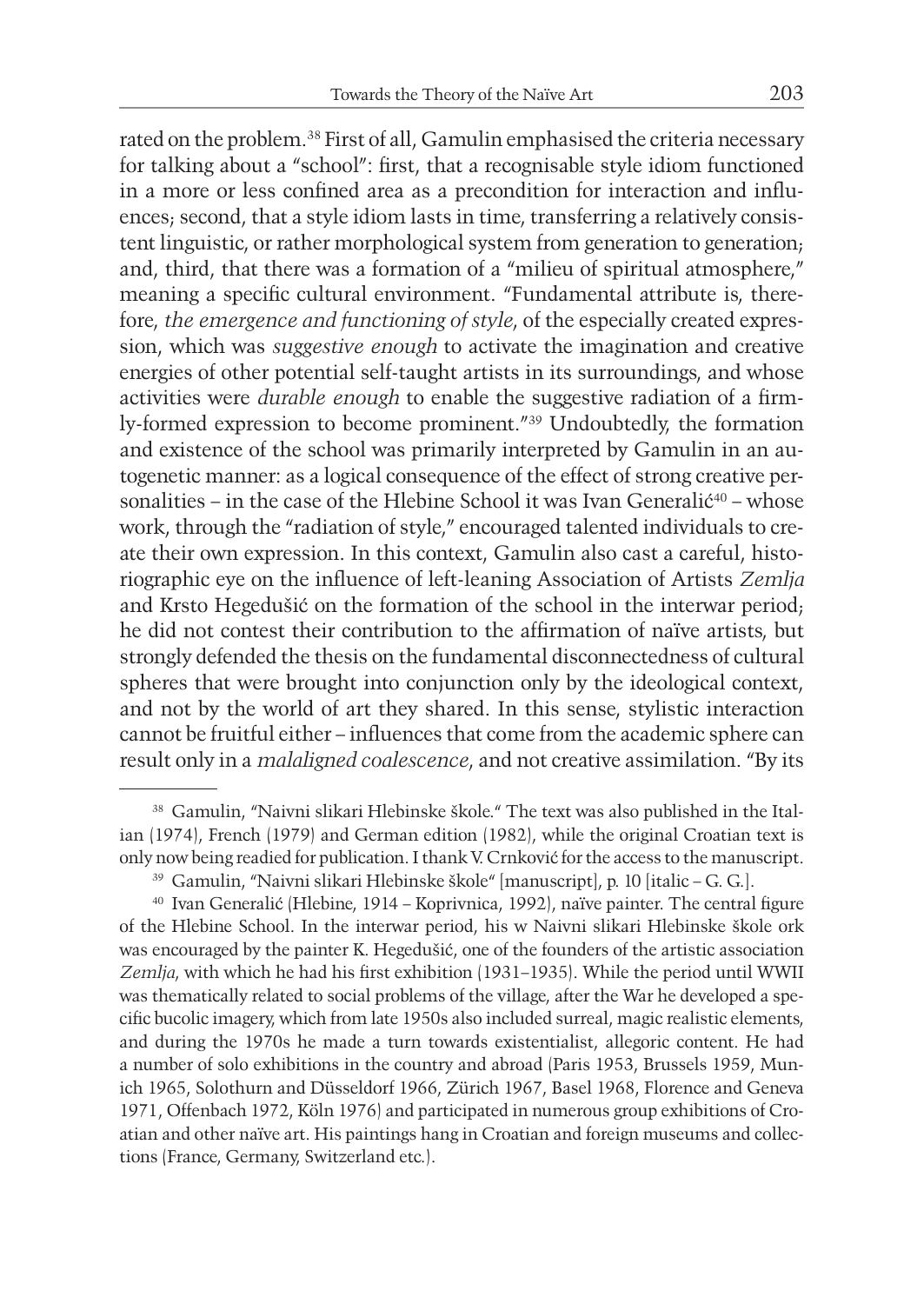rated on the problem.[38] First of all, Gamulin emphasised the criteria necessary for talking about a "school": first, that a recognisable style idiom functioned in a more or less confined area as a precondition for interaction and influences; second, that a style idiom lasts in time, transferring a relatively consistent linguistic, or rather morphological system from generation to generation; and, third, that there was a formation of a "milieu of spiritual atmosphere," meaning a specific cultural environment. "Fundamental attribute is, therefore, *the emergence and functioning of style*, of the especially created expression, which was *suggestive enough* to activate the imagination and creative energies of other potential self-taught artists in its surroundings, and whose activities were *durable enough* to enable the suggestive radiation of a firmly-formed expression to become prominent."[39] Undoubtedly, the formation and existence of the school was primarily interpreted by Gamulin in an autogenetic manner: as a logical consequence of the effect of strong creative personalities – in the case of the Hlebine School it was Ivan Generalić[40] – whose work, through the "radiation of style," encouraged talented individuals to create their own expression. In this context, Gamulin also cast a careful, historiographic eye on the influence of left-leaning Association of Artists *Zemlja* and Krsto Hegedušić on the formation of the school in the interwar period; he did not contest their contribution to the affirmation of naïve artists, but strongly defended the thesis on the fundamental disconnectedness of cultural spheres that were brought into conjunction only by the ideological context, and not by the world of art they shared. In this sense, stylistic interaction cannot be fruitful either – influences that come from the academic sphere can result only in a *malaligned coalescence*, and not creative assimilation. "By its

---

[38] Gamulin, "Naivni slikari Hlebinske škole." The text was also published in the Italian (1974), French (1979) and German edition (1982), while the original Croatian text is only now being readied for publication. I thank V. Crnković for the access to the manuscript.

[39] Gamulin, "Naivni slikari Hlebinske škole" [manuscript], p. 10 [italic – G. G.].

[40] Ivan Generalić (Hlebine, 1914 – Koprivnica, 1992), naïve painter. The central figure of the Hlebine School. In the interwar period, his w Naivni slikari Hlebinske škole ork was encouraged by the painter K. Hegedušić, one of the founders of the artistic association *Zemlja*, with which he had his first exhibition (1931–1935). While the period until WWII was thematically related to social problems of the village, after the War he developed a specific bucolic imagery, which from late 1950s also included surreal, magic realistic elements, and during the 1970s he made a turn towards existentialist, allegoric content. He had a number of solo exhibitions in the country and abroad (Paris 1953, Brussels 1959, Munich 1965, Solothurn and Düsseldorf 1966, Zürich 1967, Basel 1968, Florence and Geneva 1971, Offenbach 1972, Köln 1976) and participated in numerous group exhibitions of Croatian and other naïve art. His paintings hang in Croatian and foreign museums and collections (France, Germany, Switzerland etc.).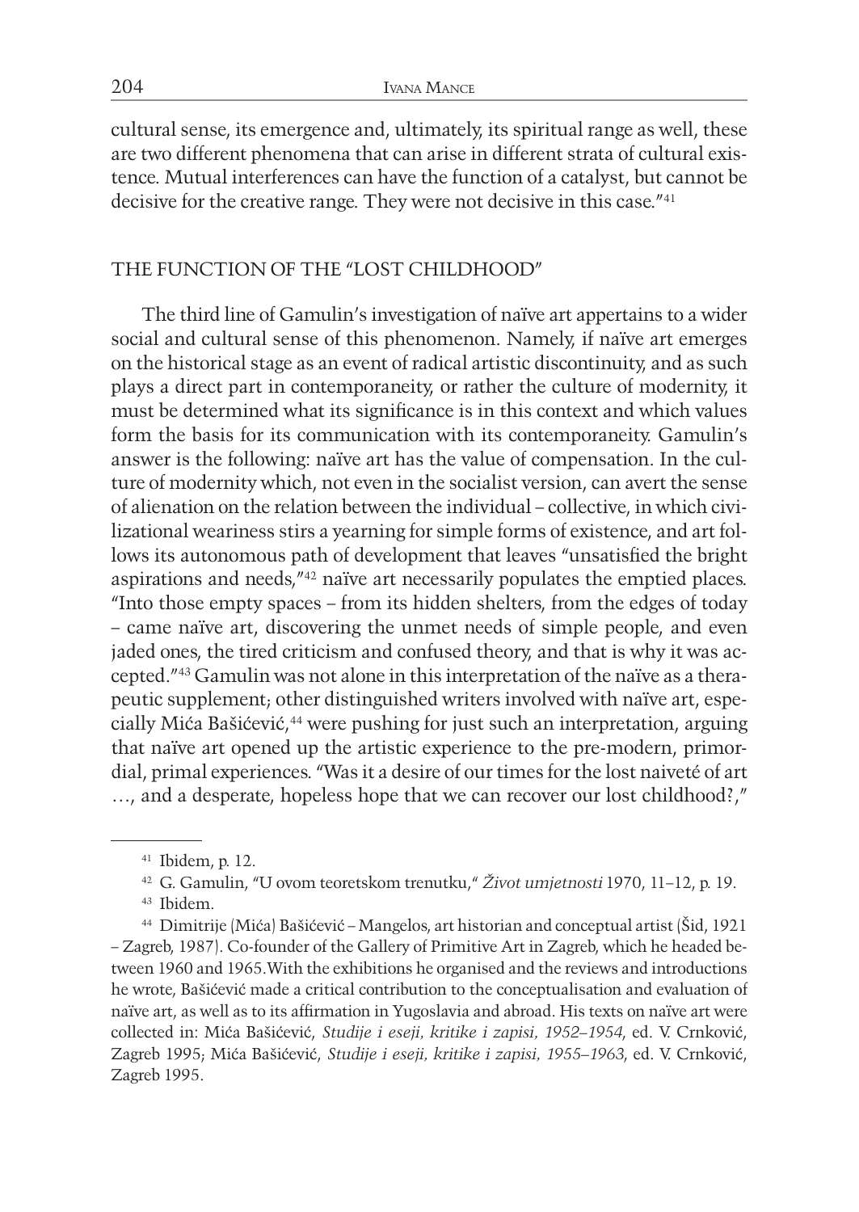cultural sense, its emergence and, ultimately, its spiritual range as well, these are two different phenomena that can arise in different strata of cultural existence. Mutual interferences can have the function of a catalyst, but cannot be decisive for the creative range. They were not decisive in this case."[41]

## THE FUNCTION OF THE "LOST CHILDHOOD"

The third line of Gamulin's investigation of naïve art appertains to a wider social and cultural sense of this phenomenon. Namely, if naïve art emerges on the historical stage as an event of radical artistic discontinuity, and as such plays a direct part in contemporaneity, or rather the culture of modernity, it must be determined what its significance is in this context and which values form the basis for its communication with its contemporaneity. Gamulin's answer is the following: naïve art has the value of compensation. In the culture of modernity which, not even in the socialist version, can avert the sense of alienation on the relation between the individual – collective, in which civilizational weariness stirs a yearning for simple forms of existence, and art follows its autonomous path of development that leaves "unsatisfied the bright aspirations and needs,"[42] naïve art necessarily populates the emptied places. "Into those empty spaces – from its hidden shelters, from the edges of today – came naïve art, discovering the unmet needs of simple people, and even jaded ones, the tired criticism and confused theory, and that is why it was accepted."[43] Gamulin was not alone in this interpretation of the naïve as a therapeutic supplement; other distinguished writers involved with naïve art, especially Mića Bašićević,[44] were pushing for just such an interpretation, arguing that naïve art opened up the artistic experience to the pre-modern, primordial, primal experiences. "Was it a desire of our times for the lost naiveté of art …, and a desperate, hopeless hope that we can recover our lost childhood?,"

---

[41] Ibidem, p. 12.

[42] G. Gamulin, "U ovom teoretskom trenutku," *Život umjetnosti* 1970, 11–12, p. 19.

[43] Ibidem.

[44] Dimitrije (Mića) Bašićević – Mangelos, art historian and conceptual artist (Šid, 1921 – Zagreb, 1987). Co-founder of the Gallery of Primitive Art in Zagreb, which he headed between 1960 and 1965. With the exhibitions he organised and the reviews and introductions he wrote, Bašićević made a critical contribution to the conceptualisation and evaluation of naïve art, as well as to its affirmation in Yugoslavia and abroad. His texts on naïve art were collected in: Mića Bašićević, *Studije i eseji, kritike i zapisi, 1952–1954*, ed. V. Crnković, Zagreb 1995; Mića Bašićević, *Studije i eseji, kritike i zapisi, 1955–1963*, ed. V. Crnković, Zagreb 1995.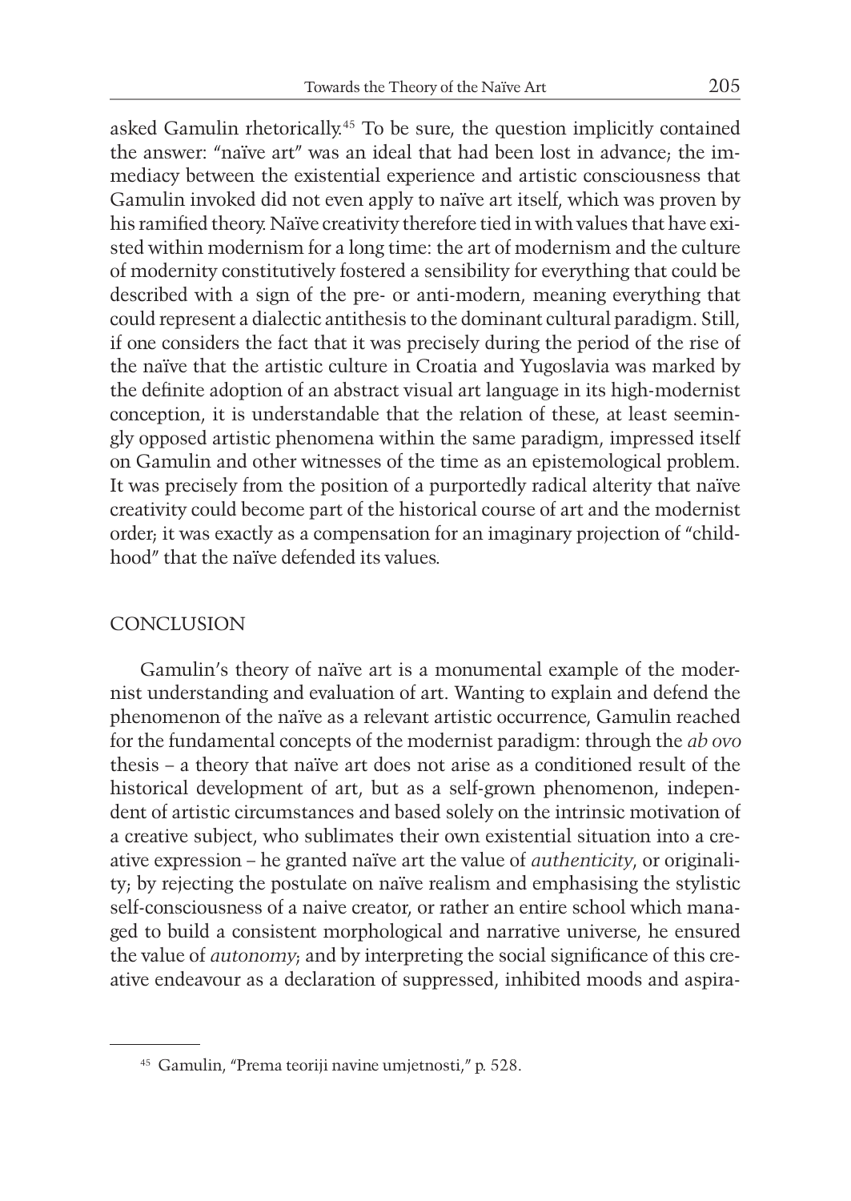asked Gamulin rhetorically.[45] To be sure, the question implicitly contained the answer: "naïve art" was an ideal that had been lost in advance; the immediacy between the existential experience and artistic consciousness that Gamulin invoked did not even apply to naïve art itself, which was proven by his ramified theory. Naïve creativity therefore tied in with values that have existed within modernism for a long time: the art of modernism and the culture of modernity constitutively fostered a sensibility for everything that could be described with a sign of the pre- or anti-modern, meaning everything that could represent a dialectic antithesis to the dominant cultural paradigm. Still, if one considers the fact that it was precisely during the period of the rise of the naïve that the artistic culture in Croatia and Yugoslavia was marked by the definite adoption of an abstract visual art language in its high-modernist conception, it is understandable that the relation of these, at least seemingly opposed artistic phenomena within the same paradigm, impressed itself on Gamulin and other witnesses of the time as an epistemological problem. It was precisely from the position of a purportedly radical alterity that naïve creativity could become part of the historical course of art and the modernist order; it was exactly as a compensation for an imaginary projection of "childhood" that the naïve defended its values.

## CONCLUSION

Gamulin's theory of naïve art is a monumental example of the modernist understanding and evaluation of art. Wanting to explain and defend the phenomenon of the naïve as a relevant artistic occurrence, Gamulin reached for the fundamental concepts of the modernist paradigm: through the *ab ovo* thesis – a theory that naïve art does not arise as a conditioned result of the historical development of art, but as a self-grown phenomenon, independent of artistic circumstances and based solely on the intrinsic motivation of a creative subject, who sublimates their own existential situation into a creative expression – he granted naïve art the value of *authenticity*, or originality; by rejecting the postulate on naïve realism and emphasising the stylistic self-consciousness of a naive creator, or rather an entire school which managed to build a consistent morphological and narrative universe, he ensured the value of *autonomy*; and by interpreting the social significance of this creative endeavour as a declaration of suppressed, inhibited moods and aspira-

[45] Gamulin, "Prema teoriji navine umjetnosti," p. 528.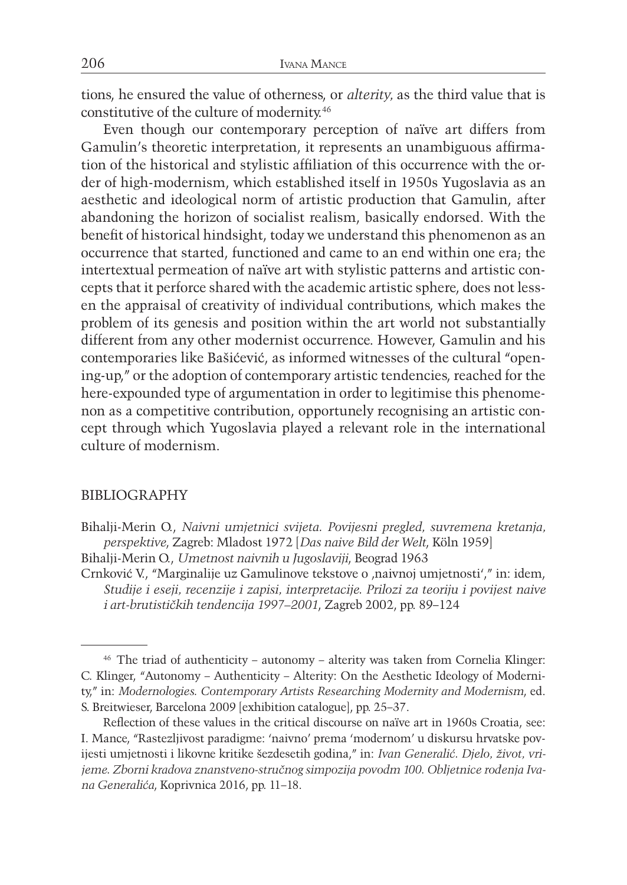tions, he ensured the value of otherness, or *alterity*, as the third value that is constitutive of the culture of modernity.[46]

Even though our contemporary perception of naïve art differs from Gamulin's theoretic interpretation, it represents an unambiguous affirmation of the historical and stylistic affiliation of this occurrence with the order of high-modernism, which established itself in 1950s Yugoslavia as an aesthetic and ideological norm of artistic production that Gamulin, after abandoning the horizon of socialist realism, basically endorsed. With the benefit of historical hindsight, today we understand this phenomenon as an occurrence that started, functioned and came to an end within one era; the intertextual permeation of naïve art with stylistic patterns and artistic concepts that it perforce shared with the academic artistic sphere, does not lessen the appraisal of creativity of individual contributions, which makes the problem of its genesis and position within the art world not substantially different from any other modernist occurrence. However, Gamulin and his contemporaries like Bašićević, as informed witnesses of the cultural "opening-up," or the adoption of contemporary artistic tendencies, reached for the here-expounded type of argumentation in order to legitimise this phenomenon as a competitive contribution, opportunely recognising an artistic concept through which Yugoslavia played a relevant role in the international culture of modernism.

## BIBLIOGRAPHY

Bihalji-Merin O., *Naivni umjetnici svijeta. Povijesni pregled, suvremena kretanja, perspektive*, Zagreb: Mladost 1972 [*Das naive Bild der Welt*, Köln 1959]

Bihalji-Merin O., *Umetnost naivnih u Jugoslaviji*, Beograd 1963

Crnković V., "Marginalije uz Gamulinove tekstove o ‚naivnoj umjetnosti'," in: idem, *Studije i eseji, recenzije i zapisi, interpretacije. Prilozi za teoriju i povijest naive i art-brutističkih tendencija 1997–2001*, Zagreb 2002, pp. 89–124

---

[46] The triad of authenticity – autonomy – alterity was taken from Cornelia Klinger: C. Klinger, "Autonomy – Authenticity – Alterity: On the Aesthetic Ideology of Modernity," in: *Modernologies. Contemporary Artists Researching Modernity and Modernism*, ed. S. Breitwieser, Barcelona 2009 [exhibition catalogue], pp. 25–37.

Reflection of these values in the critical discourse on naïve art in 1960s Croatia, see: I. Mance, "Rastezljivost paradigme: 'naivno' prema 'modernom' u diskursu hrvatske povijesti umjetnosti i likovne kritike šezdesetih godina," in: *Ivan Generalić. Djelo, život, vrijeme. Zborni kradova znanstveno-stručnog simpozija povodm 100. Obljetnice rođenja Ivana Generalića*, Koprivnica 2016, pp. 11–18.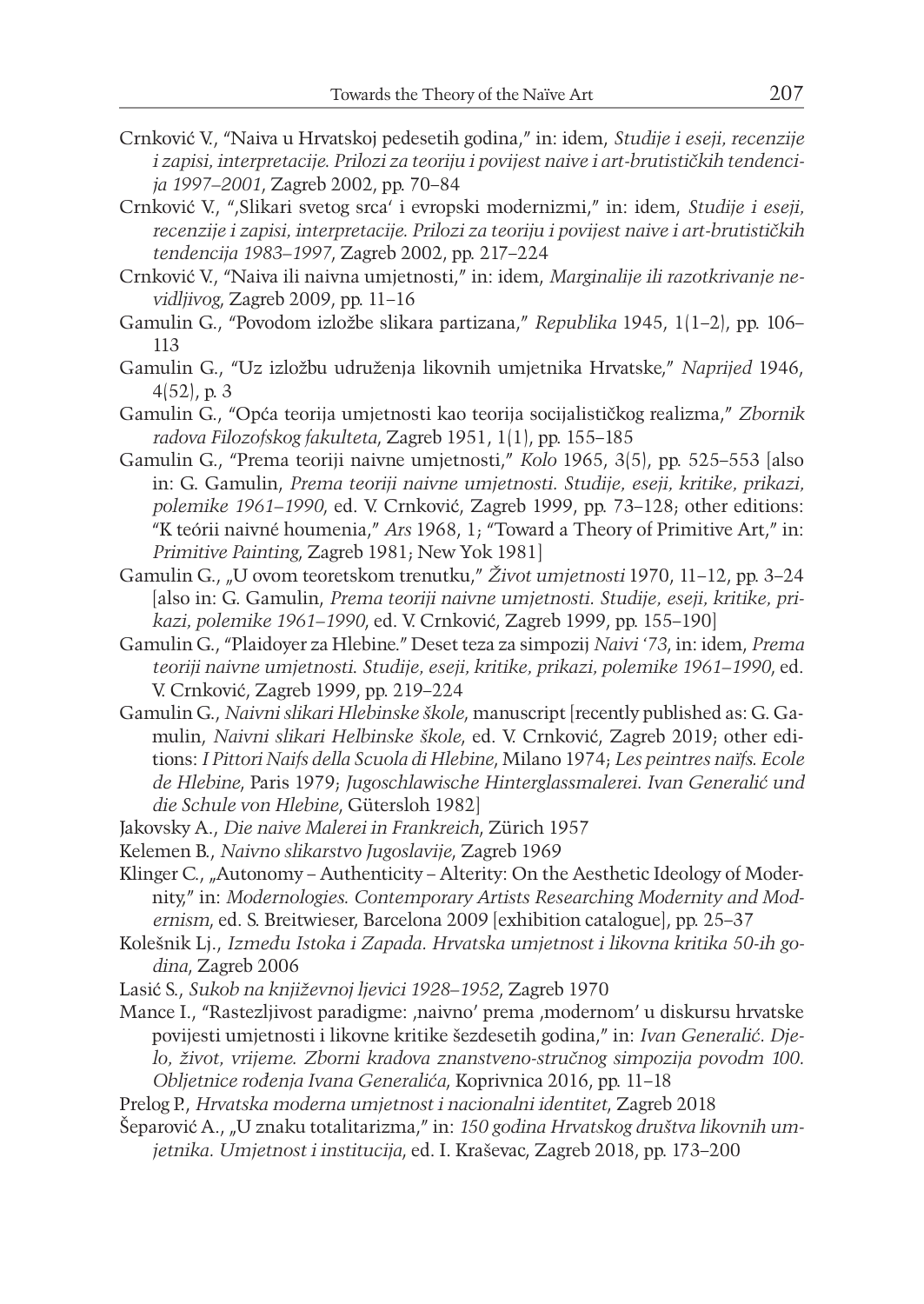Crnković V., "Naiva u Hrvatskoj pedesetih godina," in: idem, *Studije i eseji, recenzije i zapisi, interpretacije. Prilozi za teoriju i povijest naive i art-brutističkih tendencija 1997–2001*, Zagreb 2002, pp. 70–84

Crnković V., "'Slikari svetog srca' i evropski modernizmi," in: idem, *Studije i eseji, recenzije i zapisi, interpretacije. Prilozi za teoriju i povijest naive i art-brutističkih tendencija 1983–1997*, Zagreb 2002, pp. 217–224

Crnković V., "Naiva ili naivna umjetnosti," in: idem, *Marginalije ili razotkrivanje nevidljivog*, Zagreb 2009, pp. 11–16

Gamulin G., "Povodom izložbe slikara partizana," *Republika* 1945, 1(1–2), pp. 106–113

Gamulin G., "Uz izložbu udruženja likovnih umjetnika Hrvatske," *Naprijed* 1946, 4(52), p. 3

Gamulin G., "Opća teorija umjetnosti kao teorija socijalističkog realizma," *Zbornik radova Filozofskog fakulteta*, Zagreb 1951, 1(1), pp. 155–185

Gamulin G., "Prema teoriji naivne umjetnosti," *Kolo* 1965, 3(5), pp. 525–553 [also in: G. Gamulin, *Prema teoriji naivne umjetnosti. Studije, eseji, kritike, prikazi, polemike 1961–1990*, ed. V. Crnković, Zagreb 1999, pp. 73–128; other editions: "K teórii naivné houmenia," *Ars* 1968, 1; "Toward a Theory of Primitive Art," in: *Primitive Painting*, Zagreb 1981; New Yok 1981]

Gamulin G., „U ovom teoretskom trenutku," *Život umjetnosti* 1970, 11–12, pp. 3–24 [also in: G. Gamulin, *Prema teoriji naivne umjetnosti. Studije, eseji, kritike, prikazi, polemike 1961–1990*, ed. V. Crnković, Zagreb 1999, pp. 155–190]

Gamulin G., "Plaidoyer za Hlebine." Deset teza za simpozij *Naivi '73*, in: idem, *Prema teoriji naivne umjetnosti. Studije, eseji, kritike, prikazi, polemike 1961–1990*, ed. V. Crnković, Zagreb 1999, pp. 219–224

Gamulin G., *Naivni slikari Hlebinske škole*, manuscript [recently published as: G. Gamulin, *Naivni slikari Helbinske škole*, ed. V. Crnković, Zagreb 2019; other editions: *I Pittori Naifs della Scuola di Hlebine*, Milano 1974; *Les peintres naïfs. Ecole de Hlebine*, Paris 1979; *Jugoschlawische Hinterglassmalerei. Ivan Generalić und die Schule von Hlebine*, Gütersloh 1982]

Jakovsky A., *Die naive Malerei in Frankreich*, Zürich 1957

Kelemen B., *Naivno slikarstvo Jugoslavije*, Zagreb 1969

Klinger C., „Autonomy – Authenticity – Alterity: On the Aesthetic Ideology of Modernity," in: *Modernologies. Contemporary Artists Researching Modernity and Modernism*, ed. S. Breitwieser, Barcelona 2009 [exhibition catalogue], pp. 25–37

Kolešnik Lj., *Između Istoka i Zapada. Hrvatska umjetnost i likovna kritika 50-ih godina*, Zagreb 2006

Lasić S., *Sukob na književnoj ljevici 1928–1952*, Zagreb 1970

Mance I., "Rastezljivost paradigme: 'naivno' prema 'modernom' u diskursu hrvatske povijesti umjetnosti i likovne kritike šezdesetih godina," in: *Ivan Generalić. Djelo, život, vrijeme. Zborni kradova znanstveno-stručnog simpozija povodm 100. Obljetnice rođenja Ivana Generalića*, Koprivnica 2016, pp. 11–18

Prelog P., *Hrvatska moderna umjetnost i nacionalni identitet*, Zagreb 2018

Šeparović A., „U znaku totalitarizma," in: *150 godina Hrvatskog društva likovnih umjetnika. Umjetnost i institucija*, ed. I. Kraševac, Zagreb 2018, pp. 173–200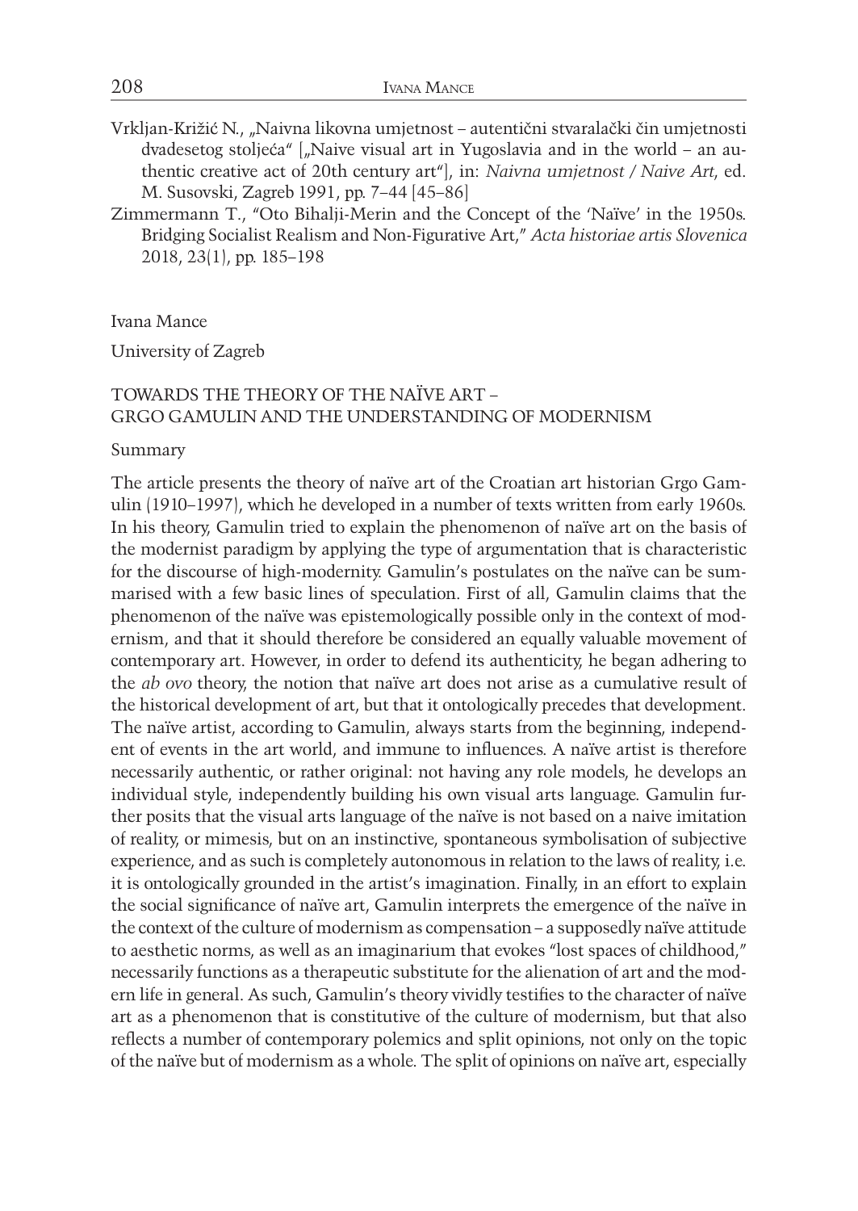Vrkljan-Križić N., „Naivna likovna umjetnost – autentični stvaralački čin umjetnosti dvadesetog stoljeća" [„Naive visual art in Yugoslavia and in the world – an authentic creative act of 20th century art"], in: *Naivna umjetnost / Naive Art*, ed. M. Susovski, Zagreb 1991, pp. 7–44 [45–86]

Zimmermann T., "Oto Bihalji-Merin and the Concept of the 'Naïve' in the 1950s. Bridging Socialist Realism and Non-Figurative Art," *Acta historiae artis Slovenica* 2018, 23(1), pp. 185–198

Ivana Mance

University of Zagreb

## TOWARDS THE THEORY OF THE NAÏVE ART – GRGO GAMULIN AND THE UNDERSTANDING OF MODERNISM

Summary

The article presents the theory of naïve art of the Croatian art historian Grgo Gamulin (1910–1997), which he developed in a number of texts written from early 1960s. In his theory, Gamulin tried to explain the phenomenon of naïve art on the basis of the modernist paradigm by applying the type of argumentation that is characteristic for the discourse of high-modernity. Gamulin's postulates on the naïve can be summarised with a few basic lines of speculation. First of all, Gamulin claims that the phenomenon of the naïve was epistemologically possible only in the context of modernism, and that it should therefore be considered an equally valuable movement of contemporary art. However, in order to defend its authenticity, he began adhering to the *ab ovo* theory, the notion that naïve art does not arise as a cumulative result of the historical development of art, but that it ontologically precedes that development. The naïve artist, according to Gamulin, always starts from the beginning, independent of events in the art world, and immune to influences. A naïve artist is therefore necessarily authentic, or rather original: not having any role models, he develops an individual style, independently building his own visual arts language. Gamulin further posits that the visual arts language of the naïve is not based on a naive imitation of reality, or mimesis, but on an instinctive, spontaneous symbolisation of subjective experience, and as such is completely autonomous in relation to the laws of reality, i.e. it is ontologically grounded in the artist's imagination. Finally, in an effort to explain the social significance of naïve art, Gamulin interprets the emergence of the naïve in the context of the culture of modernism as compensation – a supposedly naïve attitude to aesthetic norms, as well as an imaginarium that evokes "lost spaces of childhood," necessarily functions as a therapeutic substitute for the alienation of art and the modern life in general. As such, Gamulin's theory vividly testifies to the character of naïve art as a phenomenon that is constitutive of the culture of modernism, but that also reflects a number of contemporary polemics and split opinions, not only on the topic of the naïve but of modernism as a whole. The split of opinions on naïve art, especially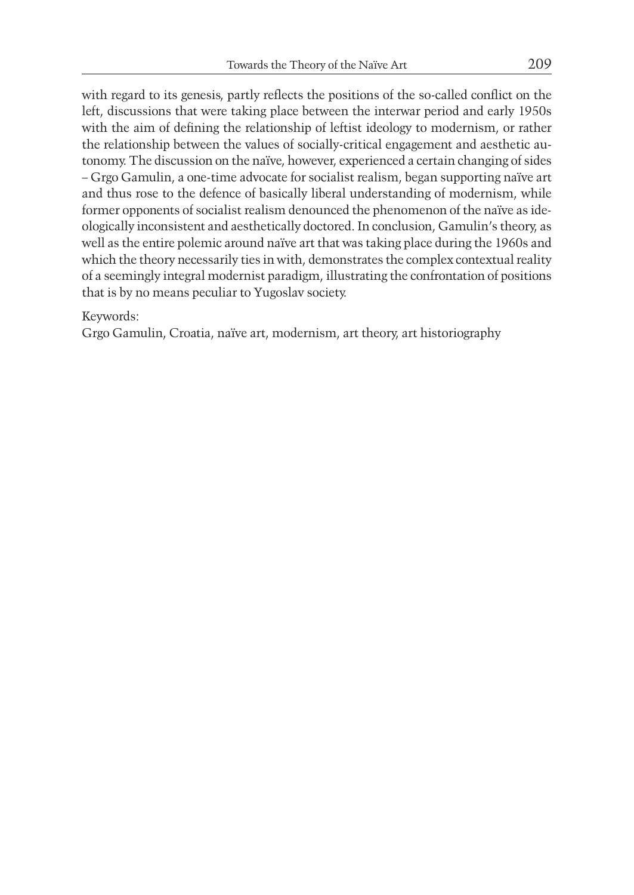with regard to its genesis, partly reflects the positions of the so-called conflict on the left, discussions that were taking place between the interwar period and early 1950s with the aim of defining the relationship of leftist ideology to modernism, or rather the relationship between the values of socially-critical engagement and aesthetic autonomy. The discussion on the naïve, however, experienced a certain changing of sides – Grgo Gamulin, a one-time advocate for socialist realism, began supporting naïve art and thus rose to the defence of basically liberal understanding of modernism, while former opponents of socialist realism denounced the phenomenon of the naïve as ideologically inconsistent and aesthetically doctored. In conclusion, Gamulin's theory, as well as the entire polemic around naïve art that was taking place during the 1960s and which the theory necessarily ties in with, demonstrates the complex contextual reality of a seemingly integral modernist paradigm, illustrating the confrontation of positions that is by no means peculiar to Yugoslav society.

Keywords:
Grgo Gamulin, Croatia, naïve art, modernism, art theory, art historiography